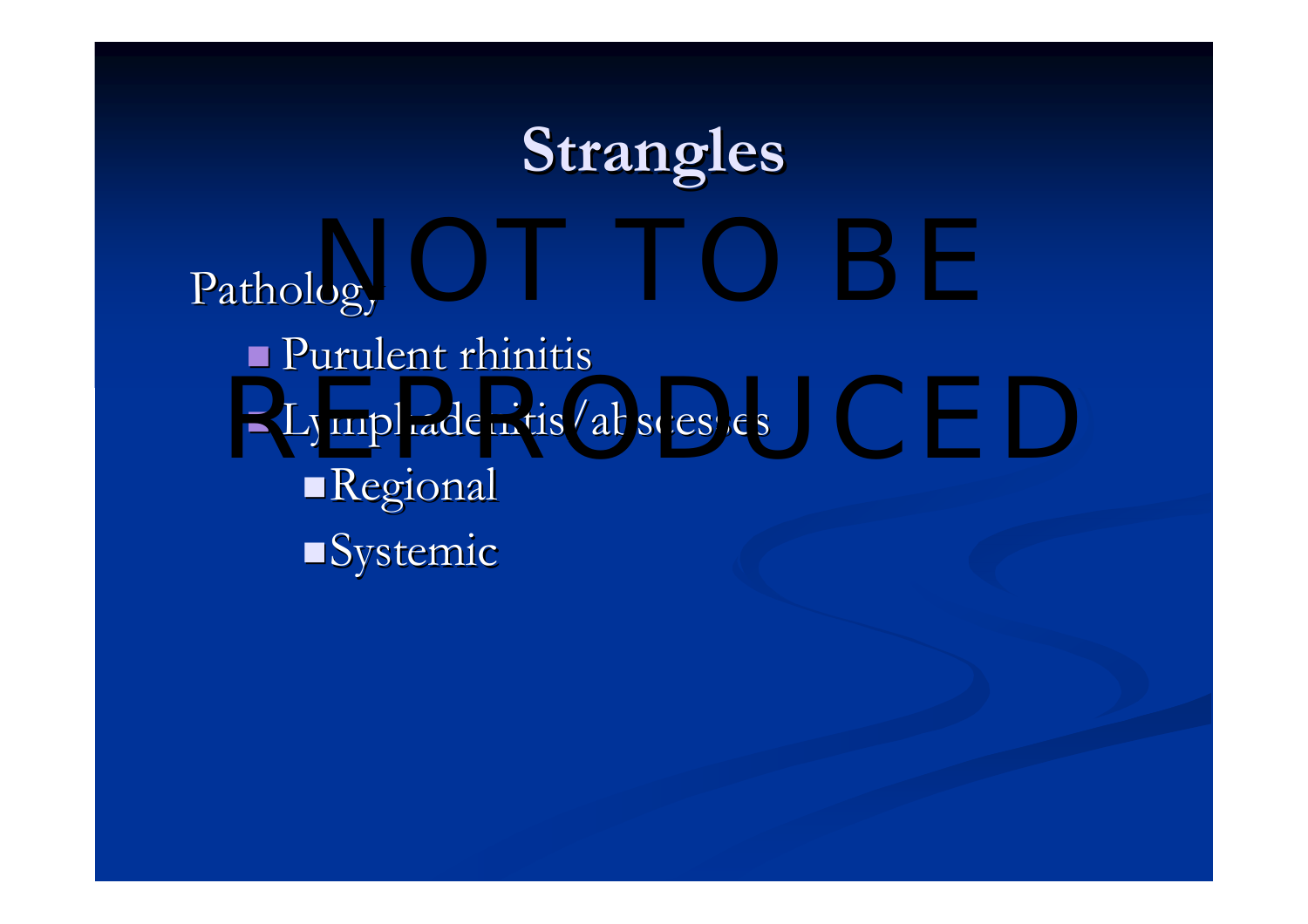# Strangles

NOT TO BE REPRODUCED

Pathology

- Purulent rhinitis
- Lymphadenitis/abscesses
  - Regional
  - Systemic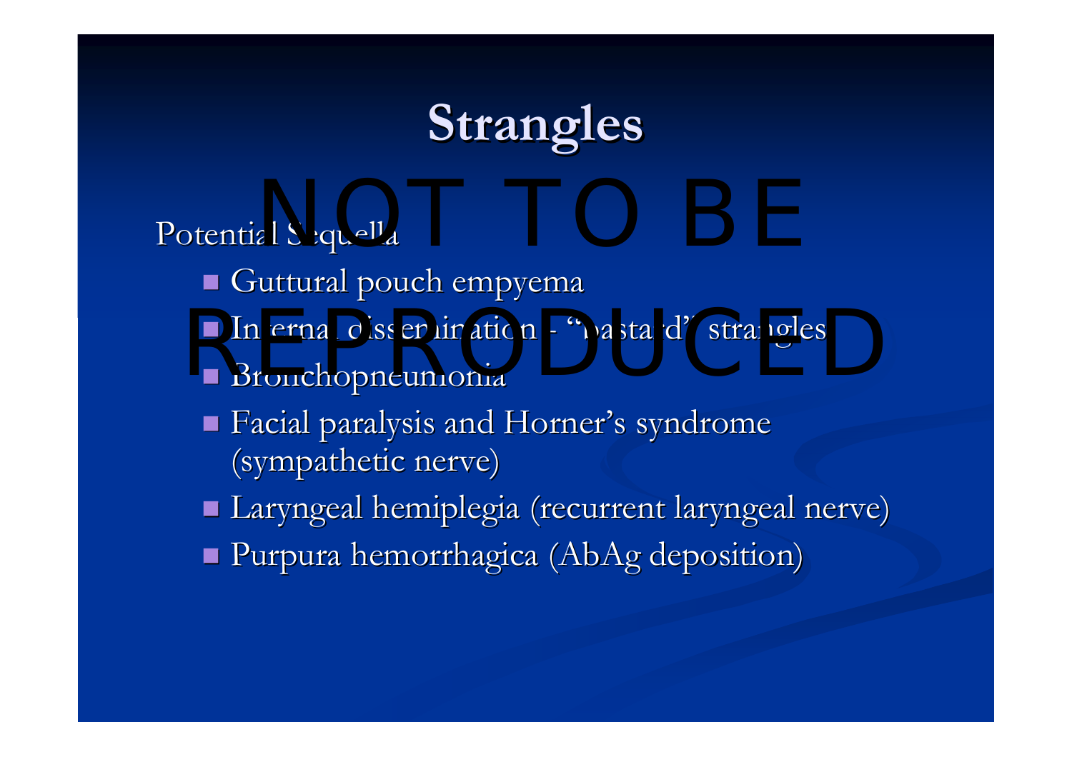# Strangles

Potential Sequella

- Guttural pouch empyema
- Internal dissemination - "bastard" strangles
- Bronchopneumonia
- Facial paralysis and Horner's syndrome (sympathetic nerve)
- Laryngeal hemiplegia (recurrent laryngeal nerve)
- Purpura hemorrhagica (AbAg deposition)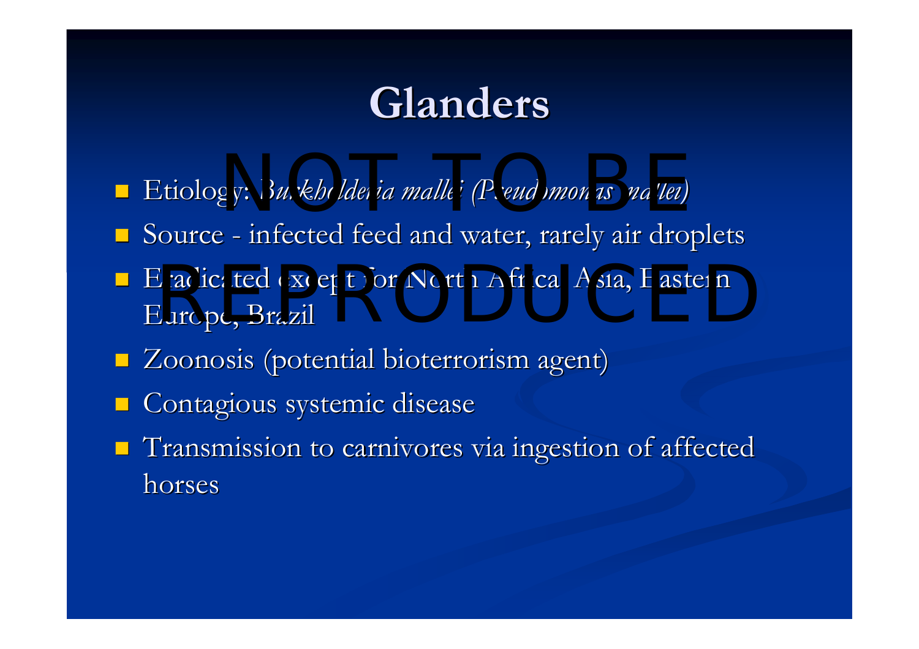# Glanders

NOT TO BE REPRODUCED

- Etiology: *Burkholderia mallei (Pseudomonas mallei)*
- Source - infected feed and water, rarely air droplets
- Eradicated except for North Africa, Asia, Eastern Europe, Brazil
- Zoonosis (potential bioterrorism agent)
- Contagious systemic disease
- Transmission to carnivores via ingestion of affected horses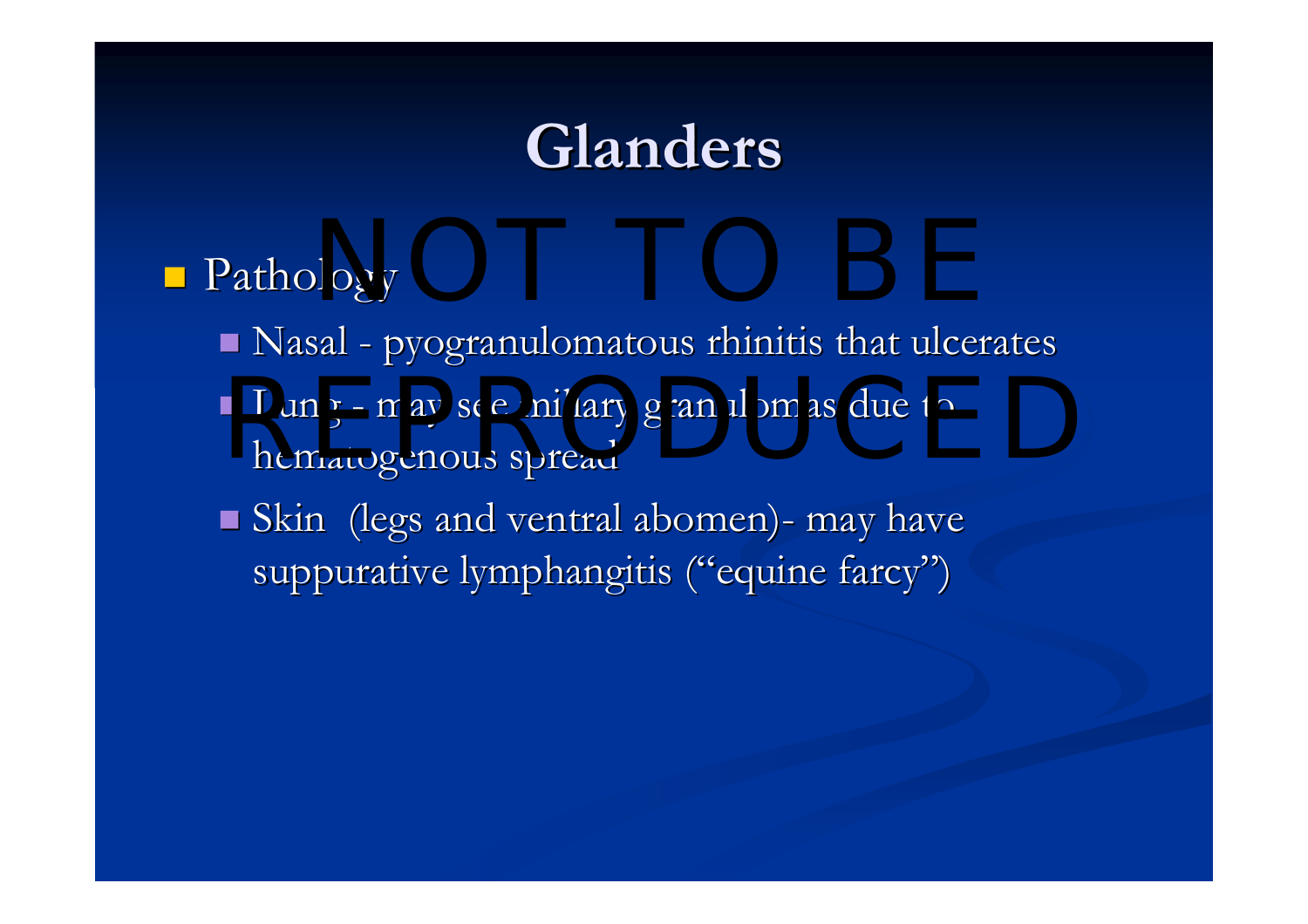# Glanders

NOT TO BE REPRODUCED

- Pathology
  - Nasal - pyogranulomatous rhinitis that ulcerates
  - Lung - may see miliary granulomas due to hematogenous spread
  - Skin (legs and ventral abomen)- may have suppurative lymphangitis ("equine farcy")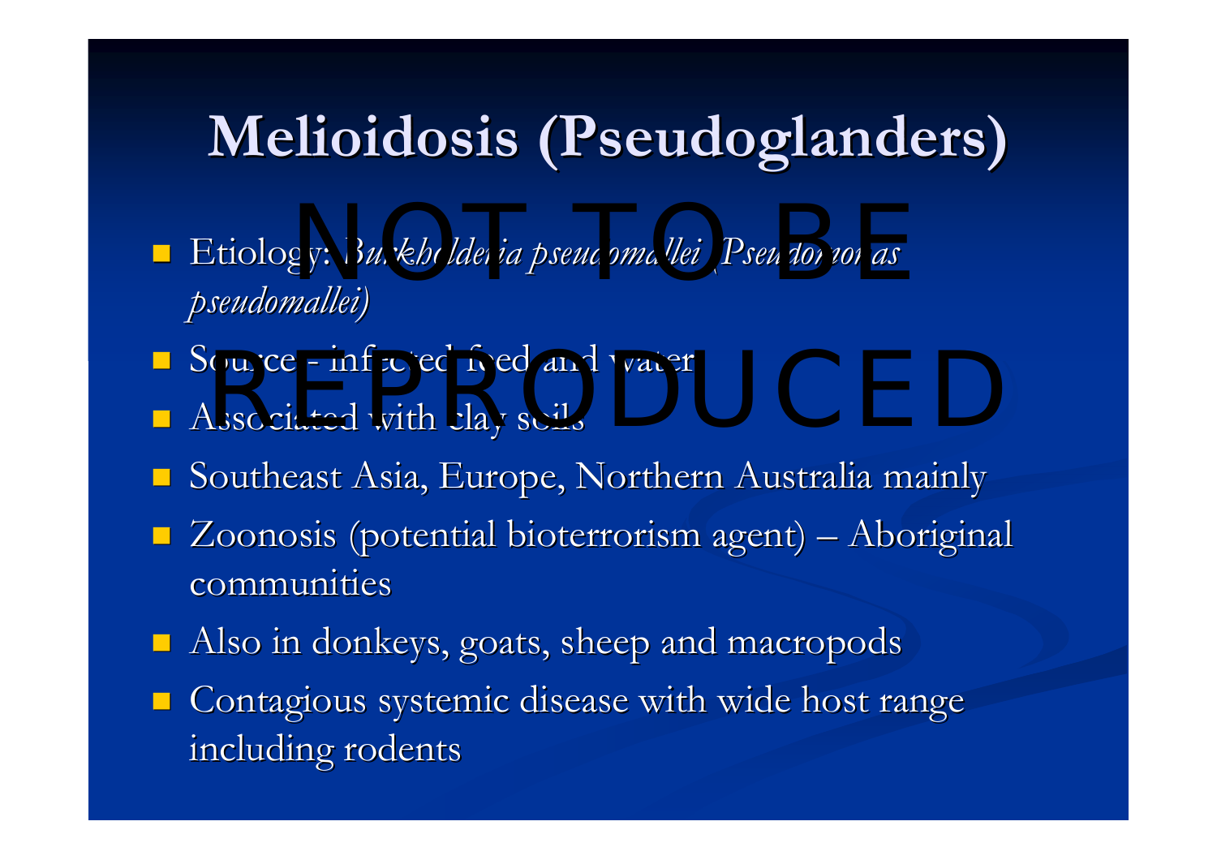# Melioidosis (Pseudoglanders)

- Etiology: *Burkholderia pseudomallei (Pseudomonas pseudomallei)*
- Source - infected feed and water
- Associated with clay soils
- Southeast Asia, Europe, Northern Australia mainly
- Zoonosis (potential bioterrorism agent) – Aboriginal communities
- Also in donkeys, goats, sheep and macropods
- Contagious systemic disease with wide host range including rodents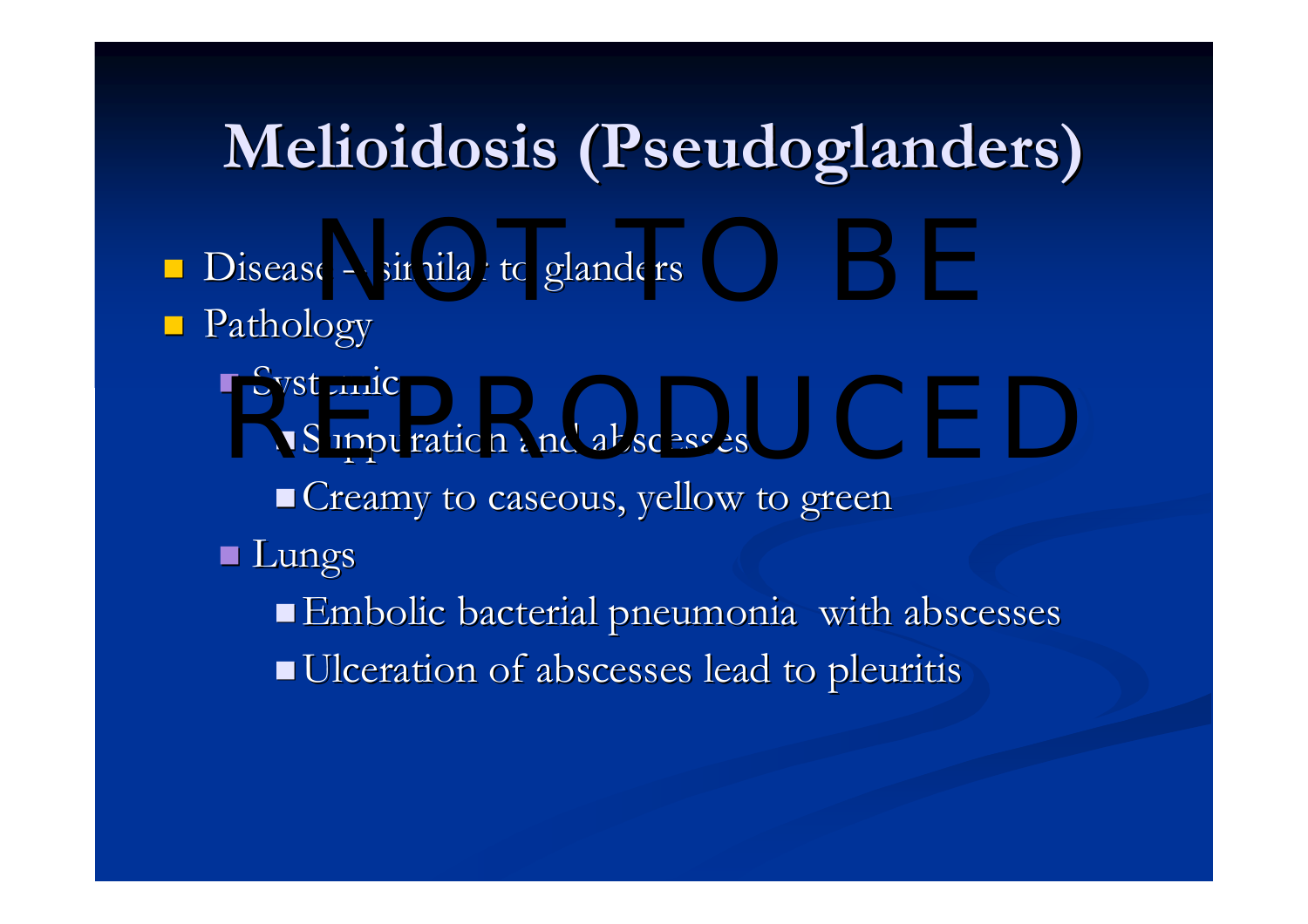# Melioidosis (Pseudoglanders)

- Disease – similar to glanders
- Pathology
  - Systemic
    - Suppuration and abscesses
    - Creamy to caseous, yellow to green
  - Lungs
    - Embolic bacterial pneumonia with abscesses
    - Ulceration of abscesses lead to pleuritis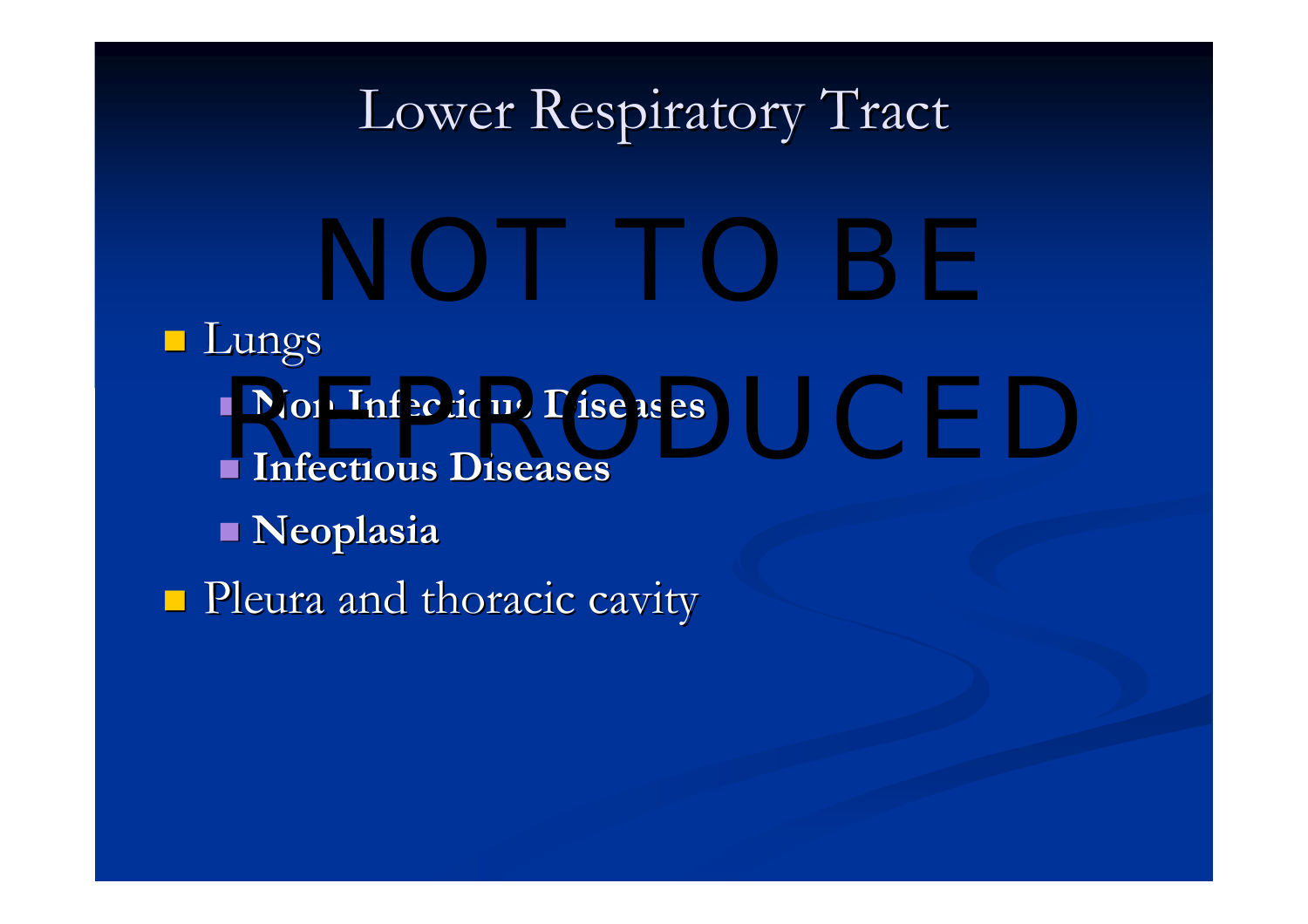# Lower Respiratory Tract

NOT TO BE REPRODUCED

- Lungs
  - **Non Infectious Diseases**
  - **Infectious Diseases**
  - **Neoplasia**
- Pleura and thoracic cavity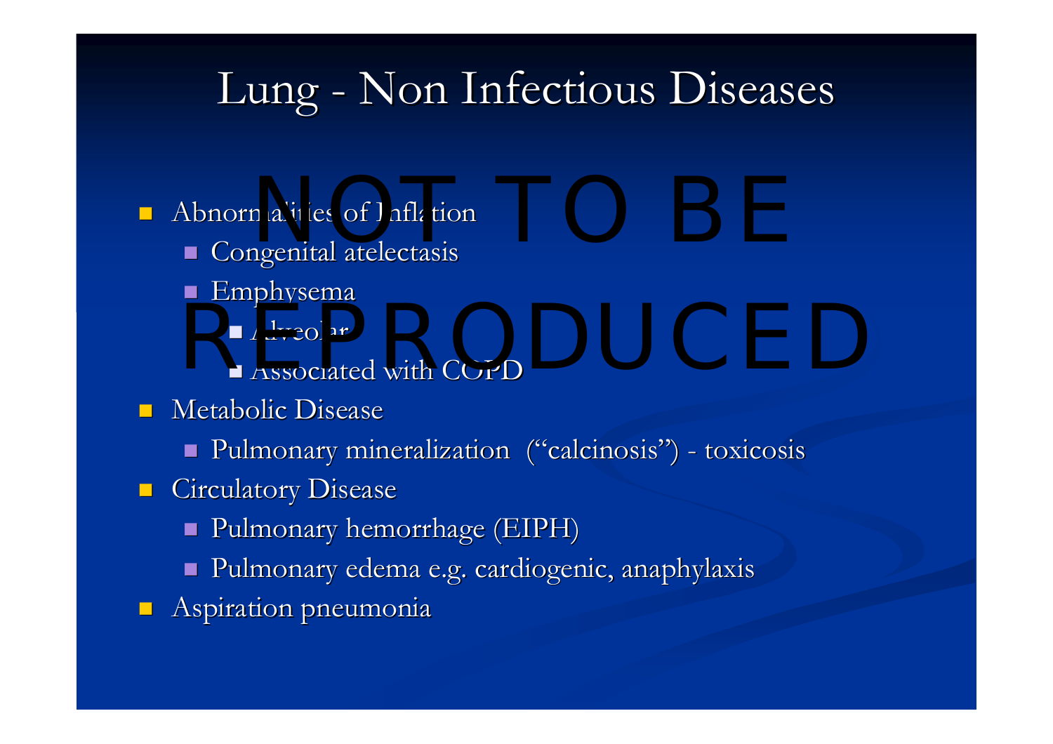# Lung - Non Infectious Diseases

- Abnormalities of Inflation
  - Congenital atelectasis
  - Emphysema
    - Alveolar
    - Associated with COPD
- Metabolic Disease
  - Pulmonary mineralization ("calcinosis") - toxicosis
- Circulatory Disease
  - Pulmonary hemorrhage (EIPH)
  - Pulmonary edema e.g. cardiogenic, anaphylaxis
- Aspiration pneumonia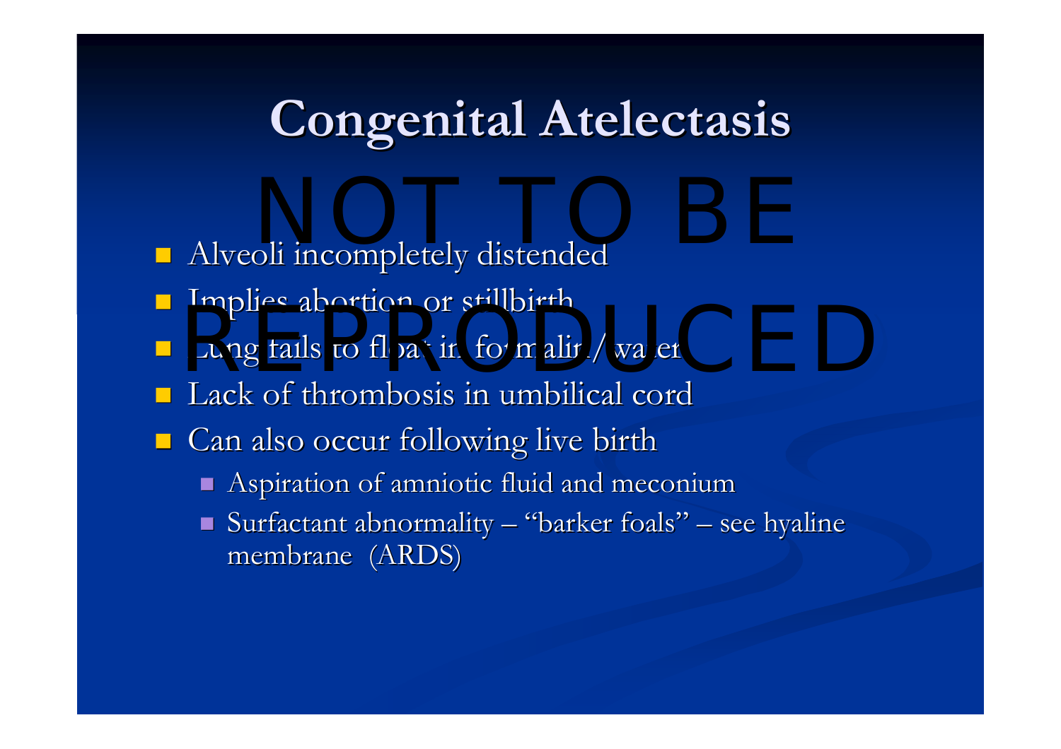# Congenital Atelectasis

- Alveoli incompletely distended
- Implies abortion or stillbirth
- Lung fails to float in formalin/water
- Lack of thrombosis in umbilical cord
- Can also occur following live birth
  - Aspiration of amniotic fluid and meconium
  - Surfactant abnormality – "barker foals" – see hyaline membrane (ARDS)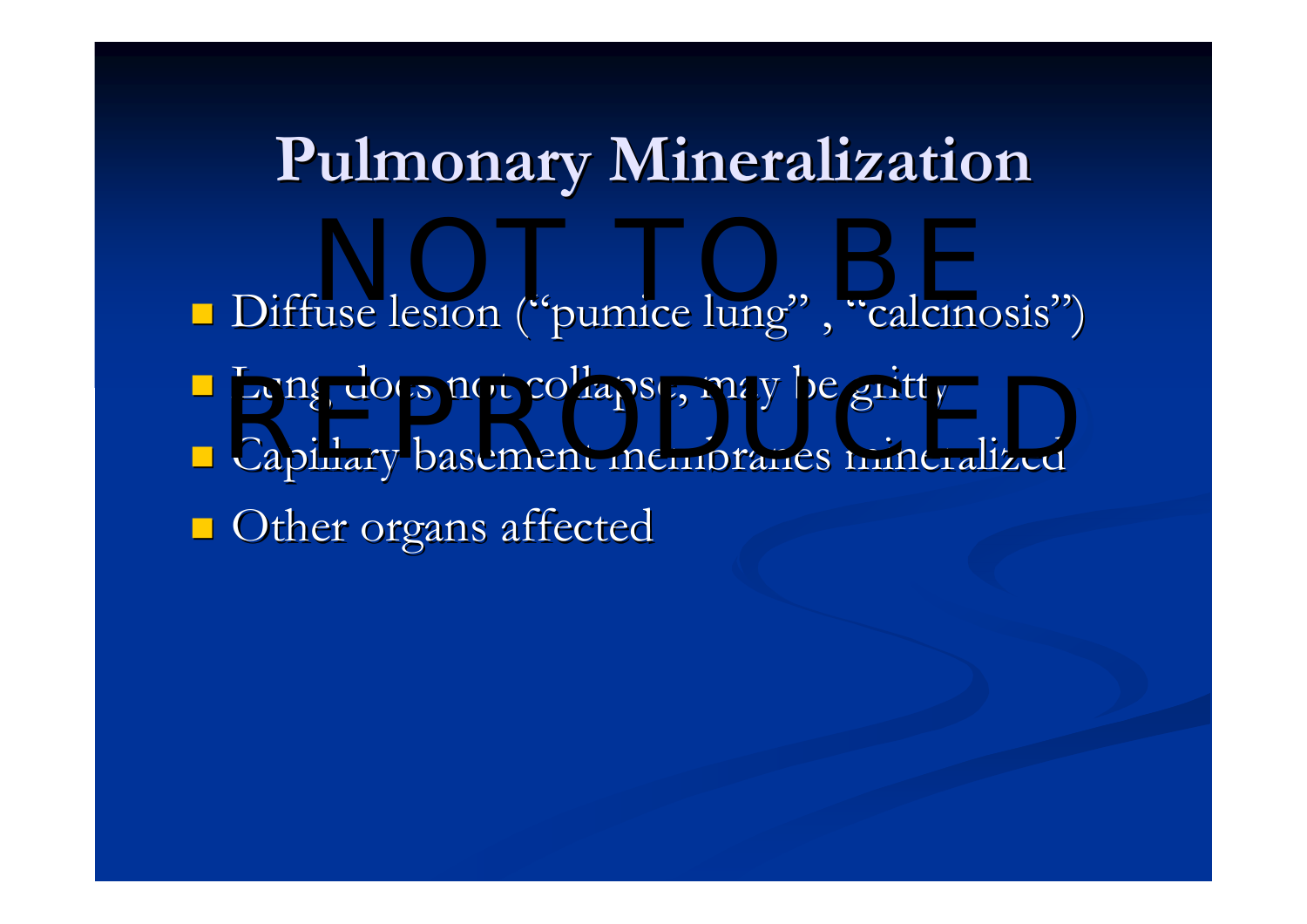# Pulmonary Mineralization

- Diffuse lesion ("pumice lung" , "calcinosis")
- Lung does not collapse, may be gritty
- Capillary basement membranes mineralized
- Other organs affected